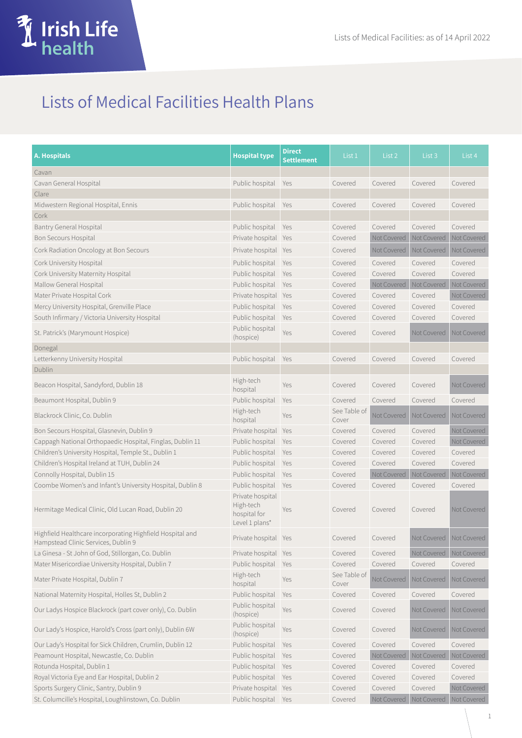Lists of Medical Facilities: as of 14 April 2022

# Lists of Medical Facilities Health Plans

| A. Hospitals | Hospital type | Direct Settlement | List 1 | List 2 | List 3 | List 4 |
|---|---|---|---|---|---|---|
| Cavan | | | | | | |
| Cavan General Hospital | Public hospital | Yes | Covered | Covered | Covered | Covered |
| Clare | | | | | | |
| Midwestern Regional Hospital, Ennis | Public hospital | Yes | Covered | Covered | Covered | Covered |
| Cork | | | | | | |
| Bantry General Hospital | Public hospital | Yes | Covered | Covered | Covered | Covered |
| Bon Secours Hospital | Private hospital | Yes | Covered | Not Covered | Not Covered | Not Covered |
| Cork Radiation Oncology at Bon Secours | Private hospital | Yes | Covered | Not Covered | Not Covered | Not Covered |
| Cork University Hospital | Public hospital | Yes | Covered | Covered | Covered | Covered |
| Cork University Maternity Hospital | Public hospital | Yes | Covered | Covered | Covered | Covered |
| Mallow General Hospital | Public hospital | Yes | Covered | Not Covered | Not Covered | Not Covered |
| Mater Private Hospital Cork | Private hospital | Yes | Covered | Covered | Covered | Not Covered |
| Mercy University Hospital, Grenville Place | Public hospital | Yes | Covered | Covered | Covered | Covered |
| South Infirmary / Victoria University Hospital | Public hospital | Yes | Covered | Covered | Covered | Covered |
| St. Patrick's (Marymount Hospice) | Public hospital (hospice) | Yes | Covered | Covered | Not Covered | Not Covered |
| Donegal | | | | | | |
| Letterkenny University Hospital | Public hospital | Yes | Covered | Covered | Covered | Covered |
| Dublin | | | | | | |
| Beacon Hospital, Sandyford, Dublin 18 | High-tech hospital | Yes | Covered | Covered | Covered | Not Covered |
| Beaumont Hospital, Dublin 9 | Public hospital | Yes | Covered | Covered | Covered | Covered |
| Blackrock Clinic, Co. Dublin | High-tech hospital | Yes | See Table of Cover | Not Covered | Not Covered | Not Covered |
| Bon Secours Hospital, Glasnevin, Dublin 9 | Private hospital | Yes | Covered | Covered | Covered | Not Covered |
| Cappagh National Orthopaedic Hospital, Finglas, Dublin 11 | Public hospital | Yes | Covered | Covered | Covered | Not Covered |
| Children's University Hospital, Temple St., Dublin 1 | Public hospital | Yes | Covered | Covered | Covered | Covered |
| Children's Hospital Ireland at TUH, Dublin 24 | Public hospital | Yes | Covered | Covered | Covered | Covered |
| Connolly Hospital, Dublin 15 | Public hospital | Yes | Covered | Not Covered | Not Covered | Not Covered |
| Coombe Women's and Infant's University Hospital, Dublin 8 | Public hospital | Yes | Covered | Covered | Covered | Covered |
| Hermitage Medical Clinic, Old Lucan Road, Dublin 20 | Private hospital High-tech hospital for Level 1 plans* | Yes | Covered | Covered | Covered | Not Covered |
| Highfield Healthcare incorporating Highfield Hospital and Hampstead Clinic Services, Dublin 9 | Private hospital | Yes | Covered | Covered | Not Covered | Not Covered |
| La Ginesa - St John of God, Stillorgan, Co. Dublin | Private hospital | Yes | Covered | Covered | Not Covered | Not Covered |
| Mater Misericordiae University Hospital, Dublin 7 | Public hospital | Yes | Covered | Covered | Covered | Covered |
| Mater Private Hospital, Dublin 7 | High-tech hospital | Yes | See Table of Cover | Not Covered | Not Covered | Not Covered |
| National Maternity Hospital, Holles St, Dublin 2 | Public hospital | Yes | Covered | Covered | Covered | Covered |
| Our Ladys Hospice Blackrock (part cover only), Co. Dublin | Public hospital (hospice) | Yes | Covered | Covered | Not Covered | Not Covered |
| Our Lady's Hospice, Harold's Cross (part only), Dublin 6W | Public hospital (hospice) | Yes | Covered | Covered | Not Covered | Not Covered |
| Our Lady's Hospital for Sick Children, Crumlin, Dublin 12 | Public hospital | Yes | Covered | Covered | Covered | Covered |
| Peamount Hospital, Newcastle, Co. Dublin | Public hospital | Yes | Covered | Not Covered | Not Covered | Not Covered |
| Rotunda Hospital, Dublin 1 | Public hospital | Yes | Covered | Covered | Covered | Covered |
| Royal Victoria Eye and Ear Hospital, Dublin 2 | Public hospital | Yes | Covered | Covered | Covered | Covered |
| Sports Surgery Clinic, Santry, Dublin 9 | Private hospital | Yes | Covered | Covered | Covered | Not Covered |
| St. Columcille's Hospital, Loughlinstown, Co. Dublin | Public hospital | Yes | Covered | Not Covered | Not Covered | Not Covered |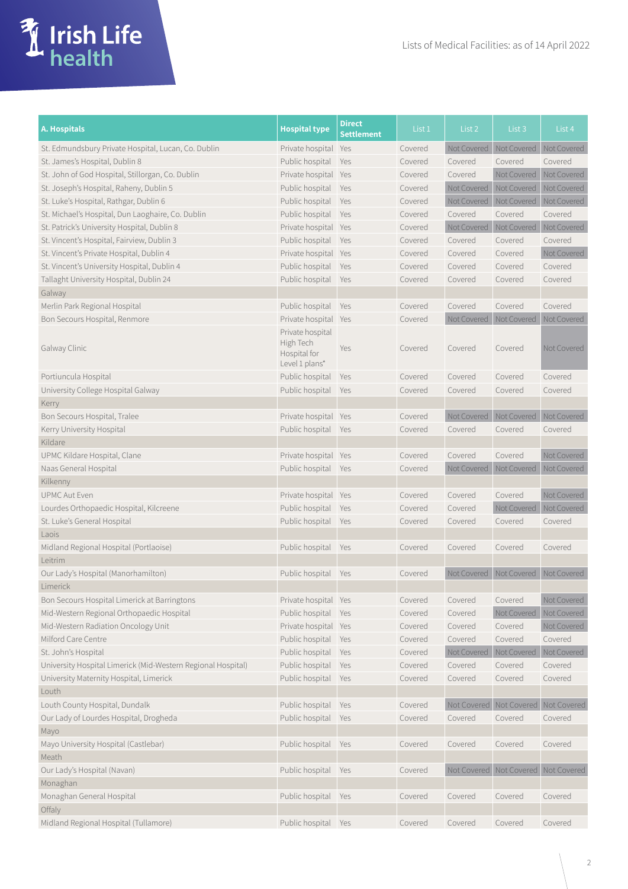| A. Hospitals | Hospital type | Direct Settlement | List 1 | List 2 | List 3 | List 4 |
|---|---|---|---|---|---|---|
| St. Edmundsbury Private Hospital, Lucan, Co. Dublin | Private hospital | Yes | Covered | Not Covered | Not Covered | Not Covered |
| St. James's Hospital, Dublin 8 | Public hospital | Yes | Covered | Covered | Covered | Covered |
| St. John of God Hospital, Stillorgan, Co. Dublin | Private hospital | Yes | Covered | Covered | Not Covered | Not Covered |
| St. Joseph's Hospital, Raheny, Dublin 5 | Public hospital | Yes | Covered | Not Covered | Not Covered | Not Covered |
| St. Luke's Hospital, Rathgar, Dublin 6 | Public hospital | Yes | Covered | Not Covered | Not Covered | Not Covered |
| St. Michael's Hospital, Dun Laoghaire, Co. Dublin | Public hospital | Yes | Covered | Covered | Covered | Covered |
| St. Patrick's University Hospital, Dublin 8 | Private hospital | Yes | Covered | Not Covered | Not Covered | Not Covered |
| St. Vincent's Hospital, Fairview, Dublin 3 | Public hospital | Yes | Covered | Covered | Covered | Covered |
| St. Vincent's Private Hospital, Dublin 4 | Private hospital | Yes | Covered | Covered | Covered | Not Covered |
| St. Vincent's University Hospital, Dublin 4 | Public hospital | Yes | Covered | Covered | Covered | Covered |
| Tallaght University Hospital, Dublin 24 | Public hospital | Yes | Covered | Covered | Covered | Covered |
| Galway | | | | | | |
| Merlin Park Regional Hospital | Public hospital | Yes | Covered | Covered | Covered | Covered |
| Bon Secours Hospital, Renmore | Private hospital | Yes | Covered | Not Covered | Not Covered | Not Covered |
| Galway Clinic | Private hospital High Tech Hospital for Level 1 plans* | Yes | Covered | Covered | Covered | Not Covered |
| Portiuncula Hospital | Public hospital | Yes | Covered | Covered | Covered | Covered |
| University College Hospital Galway | Public hospital | Yes | Covered | Covered | Covered | Covered |
| Kerry | | | | | | |
| Bon Secours Hospital, Tralee | Private hospital | Yes | Covered | Not Covered | Not Covered | Not Covered |
| Kerry University Hospital | Public hospital | Yes | Covered | Covered | Covered | Covered |
| Kildare | | | | | | |
| UPMC Kildare Hospital, Clane | Private hospital | Yes | Covered | Covered | Covered | Not Covered |
| Naas General Hospital | Public hospital | Yes | Covered | Not Covered | Not Covered | Not Covered |
| Kilkenny | | | | | | |
| UPMC Aut Even | Private hospital | Yes | Covered | Covered | Covered | Not Covered |
| Lourdes Orthopaedic Hospital, Kilcreene | Public hospital | Yes | Covered | Covered | Not Covered | Not Covered |
| St. Luke's General Hospital | Public hospital | Yes | Covered | Covered | Covered | Covered |
| Laois | | | | | | |
| Midland Regional Hospital (Portlaoise) | Public hospital | Yes | Covered | Covered | Covered | Covered |
| Leitrim | | | | | | |
| Our Lady's Hospital (Manorhamilton) | Public hospital | Yes | Covered | Not Covered | Not Covered | Not Covered |
| Limerick | | | | | | |
| Bon Secours Hospital Limerick at Barringtons | Private hospital | Yes | Covered | Covered | Covered | Not Covered |
| Mid-Western Regional Orthopaedic Hospital | Public hospital | Yes | Covered | Covered | Not Covered | Not Covered |
| Mid-Western Radiation Oncology Unit | Private hospital | Yes | Covered | Covered | Covered | Not Covered |
| Milford Care Centre | Public hospital | Yes | Covered | Covered | Covered | Covered |
| St. John's Hospital | Public hospital | Yes | Covered | Not Covered | Not Covered | Not Covered |
| University Hospital Limerick (Mid-Western Regional Hospital) | Public hospital | Yes | Covered | Covered | Covered | Covered |
| University Maternity Hospital, Limerick | Public hospital | Yes | Covered | Covered | Covered | Covered |
| Louth | | | | | | |
| Louth County Hospital, Dundalk | Public hospital | Yes | Covered | Not Covered | Not Covered | Not Covered |
| Our Lady of Lourdes Hospital, Drogheda | Public hospital | Yes | Covered | Covered | Covered | Covered |
| Mayo | | | | | | |
| Mayo University Hospital (Castlebar) | Public hospital | Yes | Covered | Covered | Covered | Covered |
| Meath | | | | | | |
| Our Lady's Hospital (Navan) | Public hospital | Yes | Covered | Not Covered | Not Covered | Not Covered |
| Monaghan | | | | | | |
| Monaghan General Hospital | Public hospital | Yes | Covered | Covered | Covered | Covered |
| Offaly | | | | | | |
| Midland Regional Hospital (Tullamore) | Public hospital | Yes | Covered | Covered | Covered | Covered |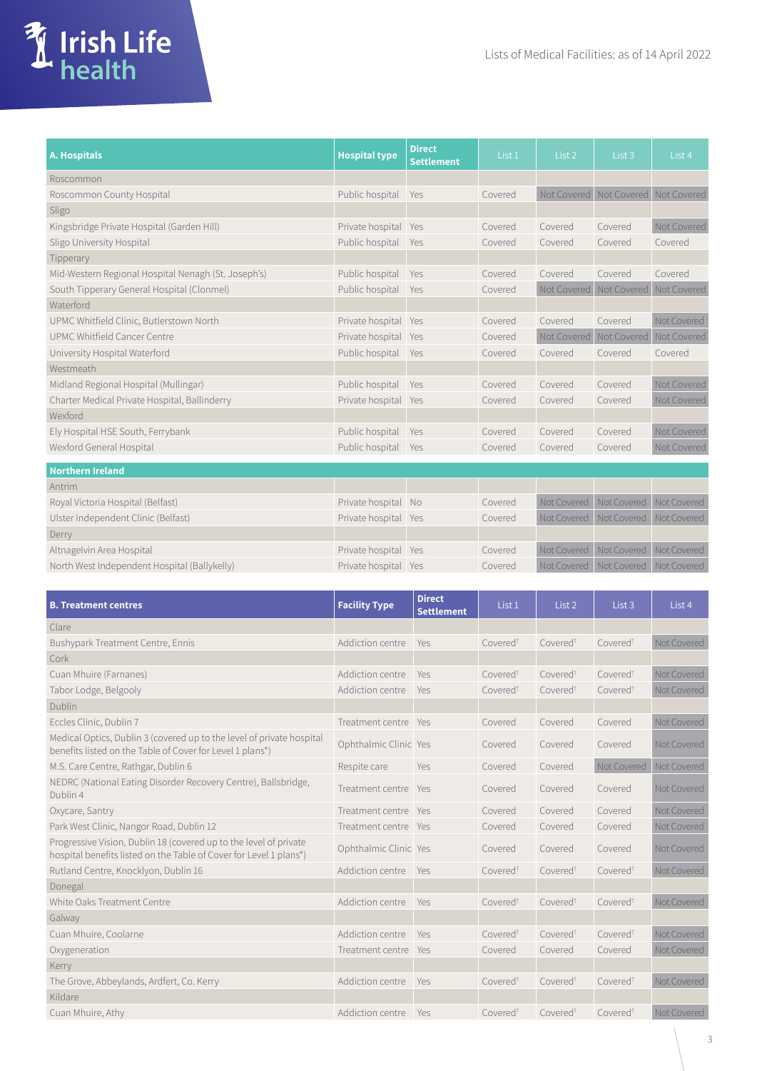Lists of Medical Facilities: as of 14 April 2022

| A. Hospitals | Hospital type | Direct Settlement | List 1 | List 2 | List 3 | List 4 |
|---|---|---|---|---|---|---|
| Roscommon | | | | | | |
| Roscommon County Hospital | Public hospital | Yes | Covered | Not Covered | Not Covered | Not Covered |
| Sligo | | | | | | |
| Kingsbridge Private Hospital (Garden Hill) | Private hospital | Yes | Covered | Covered | Covered | Not Covered |
| Sligo University Hospital | Public hospital | Yes | Covered | Covered | Covered | Covered |
| Tipperary | | | | | | |
| Mid-Western Regional Hospital Nenagh (St. Joseph's) | Public hospital | Yes | Covered | Covered | Covered | Covered |
| South Tipperary General Hospital (Clonmel) | Public hospital | Yes | Covered | Not Covered | Not Covered | Not Covered |
| Waterford | | | | | | |
| UPMC Whitfield Clinic, Butlerstown North | Private hospital | Yes | Covered | Covered | Covered | Not Covered |
| UPMC Whitfield Cancer Centre | Private hospital | Yes | Covered | Not Covered | Not Covered | Not Covered |
| University Hospital Waterford | Public hospital | Yes | Covered | Covered | Covered | Covered |
| Westmeath | | | | | | |
| Midland Regional Hospital (Mullingar) | Public hospital | Yes | Covered | Covered | Covered | Not Covered |
| Charter Medical Private Hospital, Ballinderry | Private hospital | Yes | Covered | Covered | Covered | Not Covered |
| Wexford | | | | | | |
| Ely Hospital HSE South, Ferrybank | Public hospital | Yes | Covered | Covered | Covered | Not Covered |
| Wexford General Hospital | Public hospital | Yes | Covered | Covered | Covered | Not Covered |
| **Northern Ireland** | | | | | | |
| Antrim | | | | | | |
| Royal Victoria Hospital (Belfast) | Private hospital | No | Covered | Not Covered | Not Covered | Not Covered |
| Ulster Independent Clinic (Belfast) | Private hospital | Yes | Covered | Not Covered | Not Covered | Not Covered |
| Derry | | | | | | |
| Altnagelvin Area Hospital | Private hospital | Yes | Covered | Not Covered | Not Covered | Not Covered |
| North West Independent Hospital (Ballykelly) | Private hospital | Yes | Covered | Not Covered | Not Covered | Not Covered |

| B. Treatment centres | Facility Type | Direct Settlement | List 1 | List 2 | List 3 | List 4 |
|---|---|---|---|---|---|---|
| Clare | | | | | | |
| Bushypark Treatment Centre, Ennis | Addiction centre | Yes | Covered† | Covered† | Covered† | Not Covered |
| Cork | | | | | | |
| Cuan Mhuire (Farnanes) | Addiction centre | Yes | Covered† | Covered† | Covered† | Not Covered |
| Tabor Lodge, Belgooly | Addiction centre | Yes | Covered† | Covered† | Covered† | Not Covered |
| Dublin | | | | | | |
| Eccles Clinic, Dublin 7 | Treatment centre | Yes | Covered | Covered | Covered | Not Covered |
| Medical Optics, Dublin 3 (covered up to the level of private hospital benefits listed on the Table of Cover for Level 1 plans*) | Ophthalmic Clinic | Yes | Covered | Covered | Covered | Not Covered |
| M.S. Care Centre, Rathgar, Dublin 6 | Respite care | Yes | Covered | Covered | Not Covered | Not Covered |
| NEDRC (National Eating Disorder Recovery Centre), Ballsbridge, Dublin 4 | Treatment centre | Yes | Covered | Covered | Covered | Not Covered |
| Oxycare, Santry | Treatment centre | Yes | Covered | Covered | Covered | Not Covered |
| Park West Clinic, Nangor Road, Dublin 12 | Treatment centre | Yes | Covered | Covered | Covered | Not Covered |
| Progressive Vision, Dublin 18 (covered up to the level of private hospital benefits listed on the Table of Cover for Level 1 plans*) | Ophthalmic Clinic | Yes | Covered | Covered | Covered | Not Covered |
| Rutland Centre, Knocklyon, Dublin 16 | Addiction centre | Yes | Covered† | Covered† | Covered† | Not Covered |
| Donegal | | | | | | |
| White Oaks Treatment Centre | Addiction centre | Yes | Covered† | Covered† | Covered† | Not Covered |
| Galway | | | | | | |
| Cuan Mhuire, Coolarne | Addiction centre | Yes | Covered† | Covered† | Covered† | Not Covered |
| Oxygeneration | Treatment centre | Yes | Covered | Covered | Covered | Not Covered |
| Kerry | | | | | | |
| The Grove, Abbeylands, Ardfert, Co. Kerry | Addiction centre | Yes | Covered† | Covered† | Covered† | Not Covered |
| Kildare | | | | | | |
| Cuan Mhuire, Athy | Addiction centre | Yes | Covered† | Covered† | Covered† | Not Covered |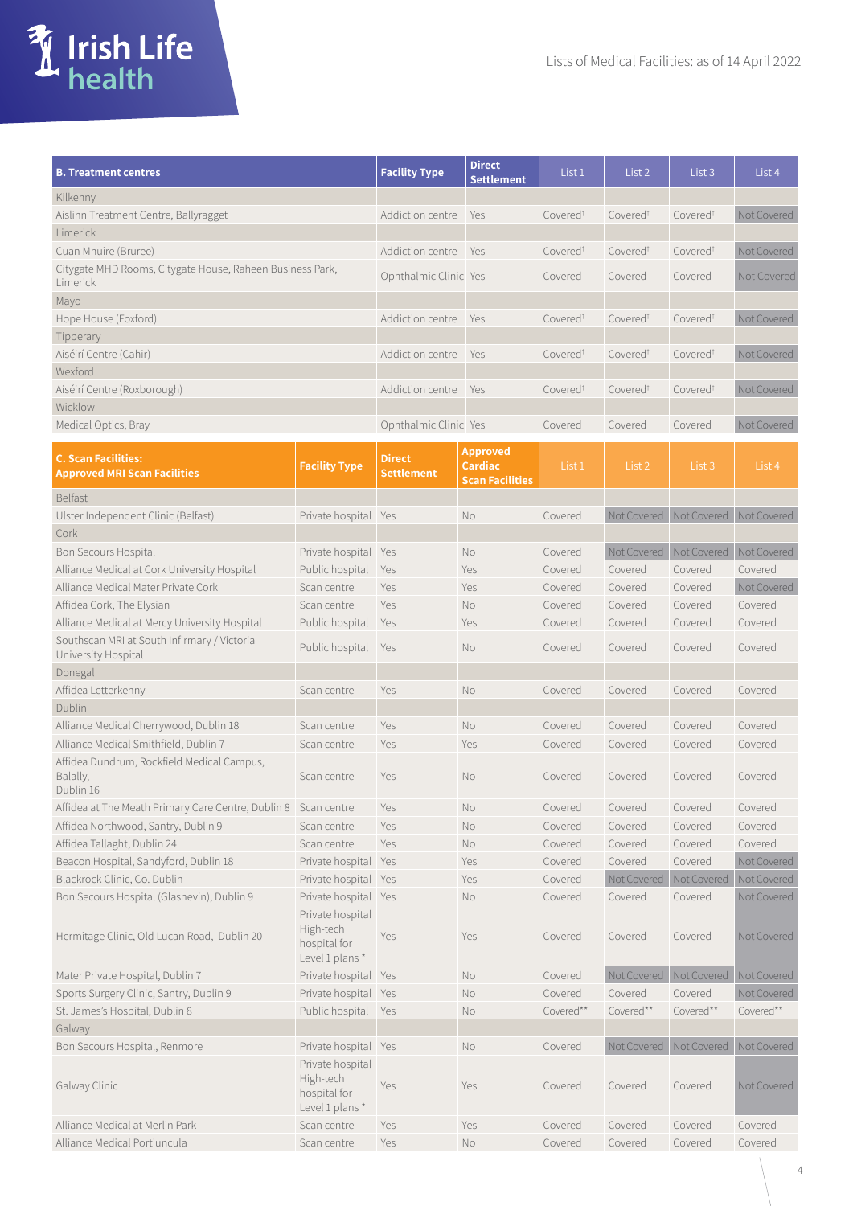Lists of Medical Facilities: as of 14 April 2022

| B. Treatment centres | Facility Type | Direct Settlement | List 1 | List 2 | List 3 | List 4 |
|---|---|---|---|---|---|---|
| Kilkenny | | | | | | |
| Aislinn Treatment Centre, Ballyragget | Addiction centre | Yes | Covered† | Covered† | Covered† | Not Covered |
| Limerick | | | | | | |
| Cuan Mhuire (Bruree) | Addiction centre | Yes | Covered† | Covered† | Covered† | Not Covered |
| Citygate MHD Rooms, Citygate House, Raheen Business Park, Limerick | Ophthalmic Clinic | Yes | Covered | Covered | Covered | Not Covered |
| Mayo | | | | | | |
| Hope House (Foxford) | Addiction centre | Yes | Covered† | Covered† | Covered† | Not Covered |
| Tipperary | | | | | | |
| Aiséirí Centre (Cahir) | Addiction centre | Yes | Covered† | Covered† | Covered† | Not Covered |
| Wexford | | | | | | |
| Aiséirí Centre (Roxborough) | Addiction centre | Yes | Covered† | Covered† | Covered† | Not Covered |
| Wicklow | | | | | | |
| Medical Optics, Bray | Ophthalmic Clinic | Yes | Covered | Covered | Covered | Not Covered |

| C. Scan Facilities: Approved MRI Scan Facilities | Facility Type | Direct Settlement | Approved Cardiac Scan Facilities | List 1 | List 2 | List 3 | List 4 |
|---|---|---|---|---|---|---|---|
| Belfast | | | | | | | |
| Ulster Independent Clinic (Belfast) | Private hospital | Yes | No | Covered | Not Covered | Not Covered | Not Covered |
| Cork | | | | | | | |
| Bon Secours Hospital | Private hospital | Yes | No | Covered | Not Covered | Not Covered | Not Covered |
| Alliance Medical at Cork University Hospital | Public hospital | Yes | Yes | Covered | Covered | Covered | Covered |
| Alliance Medical Mater Private Cork | Scan centre | Yes | Yes | Covered | Covered | Covered | Not Covered |
| Affidea Cork, The Elysian | Scan centre | Yes | No | Covered | Covered | Covered | Covered |
| Alliance Medical at Mercy University Hospital | Public hospital | Yes | Yes | Covered | Covered | Covered | Covered |
| Southscan MRI at South Infirmary / Victoria University Hospital | Public hospital | Yes | No | Covered | Covered | Covered | Covered |
| Donegal | | | | | | | |
| Affidea Letterkenny | Scan centre | Yes | No | Covered | Covered | Covered | Covered |
| Dublin | | | | | | | |
| Alliance Medical Cherrywood, Dublin 18 | Scan centre | Yes | No | Covered | Covered | Covered | Covered |
| Alliance Medical Smithfield, Dublin 7 | Scan centre | Yes | Yes | Covered | Covered | Covered | Covered |
| Affidea Dundrum, Rockfield Medical Campus, Balally, Dublin 16 | Scan centre | Yes | No | Covered | Covered | Covered | Covered |
| Affidea at The Meath Primary Care Centre, Dublin 8 | Scan centre | Yes | No | Covered | Covered | Covered | Covered |
| Affidea Northwood, Santry, Dublin 9 | Scan centre | Yes | No | Covered | Covered | Covered | Covered |
| Affidea Tallaght, Dublin 24 | Scan centre | Yes | No | Covered | Covered | Covered | Covered |
| Beacon Hospital, Sandyford, Dublin 18 | Private hospital | Yes | Yes | Covered | Covered | Covered | Not Covered |
| Blackrock Clinic, Co. Dublin | Private hospital | Yes | Yes | Covered | Not Covered | Not Covered | Not Covered |
| Bon Secours Hospital (Glasnevin), Dublin 9 | Private hospital | Yes | No | Covered | Covered | Covered | Not Covered |
| Hermitage Clinic, Old Lucan Road, Dublin 20 | Private hospital High-tech hospital for Level 1 plans * | Yes | Yes | Covered | Covered | Covered | Not Covered |
| Mater Private Hospital, Dublin 7 | Private hospital | Yes | No | Covered | Not Covered | Not Covered | Not Covered |
| Sports Surgery Clinic, Santry, Dublin 9 | Private hospital | Yes | No | Covered | Covered | Covered | Not Covered |
| St. James's Hospital, Dublin 8 | Public hospital | Yes | No | Covered** | Covered** | Covered** | Covered** |
| Galway | | | | | | | |
| Bon Secours Hospital, Renmore | Private hospital | Yes | No | Covered | Not Covered | Not Covered | Not Covered |
| Galway Clinic | Private hospital High-tech hospital for Level 1 plans * | Yes | Yes | Covered | Covered | Covered | Not Covered |
| Alliance Medical at Merlin Park | Scan centre | Yes | Yes | Covered | Covered | Covered | Covered |
| Alliance Medical Portiuncula | Scan centre | Yes | No | Covered | Covered | Covered | Covered |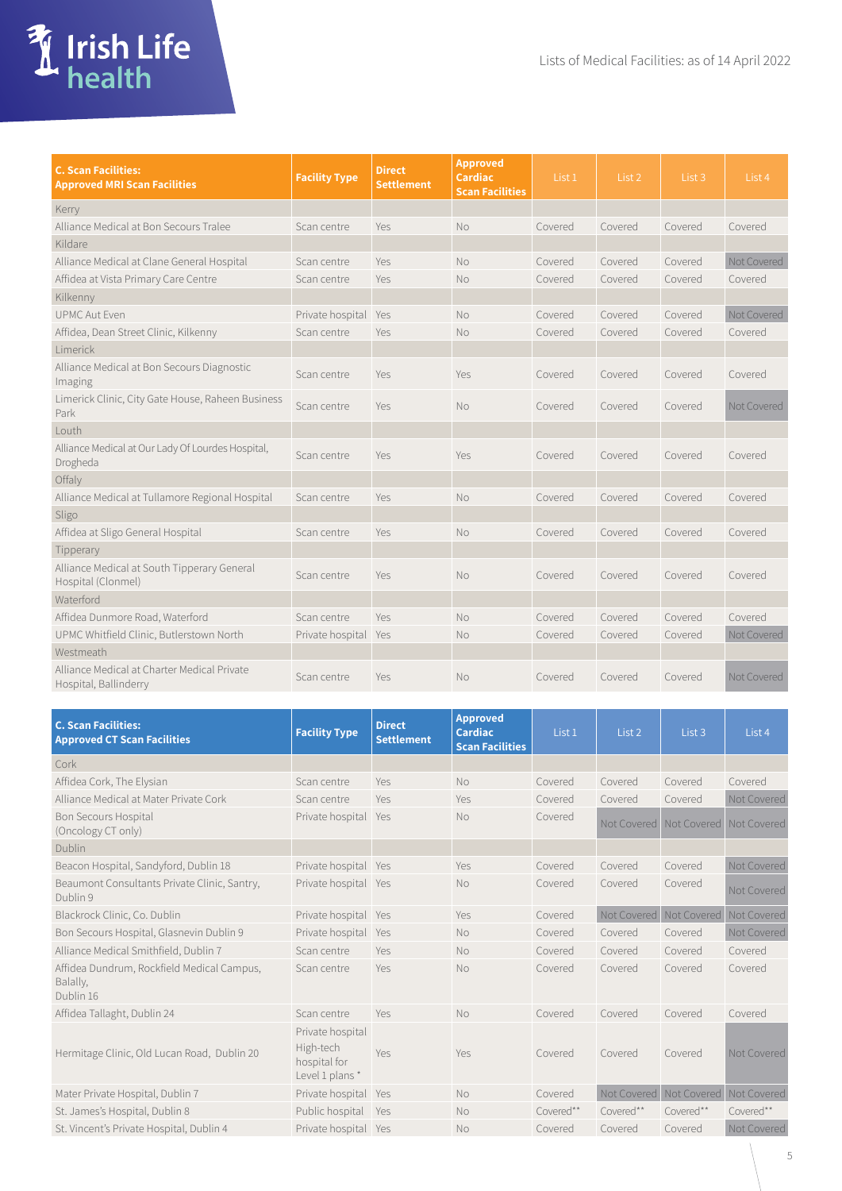Lists of Medical Facilities: as of 14 April 2022

| C. Scan Facilities: Approved MRI Scan Facilities | Facility Type | Direct Settlement | Approved Cardiac Scan Facilities | List 1 | List 2 | List 3 | List 4 |
|---|---|---|---|---|---|---|---|
| Kerry | | | | | | | |
| Alliance Medical at Bon Secours Tralee | Scan centre | Yes | No | Covered | Covered | Covered | Covered |
| Kildare | | | | | | | |
| Alliance Medical at Clane General Hospital | Scan centre | Yes | No | Covered | Covered | Covered | Not Covered |
| Affidea at Vista Primary Care Centre | Scan centre | Yes | No | Covered | Covered | Covered | Covered |
| Kilkenny | | | | | | | |
| UPMC Aut Even | Private hospital | Yes | No | Covered | Covered | Covered | Not Covered |
| Affidea, Dean Street Clinic, Kilkenny | Scan centre | Yes | No | Covered | Covered | Covered | Covered |
| Limerick | | | | | | | |
| Alliance Medical at Bon Secours Diagnostic Imaging | Scan centre | Yes | Yes | Covered | Covered | Covered | Covered |
| Limerick Clinic, City Gate House, Raheen Business Park | Scan centre | Yes | No | Covered | Covered | Covered | Not Covered |
| Louth | | | | | | | |
| Alliance Medical at Our Lady Of Lourdes Hospital, Drogheda | Scan centre | Yes | Yes | Covered | Covered | Covered | Covered |
| Offaly | | | | | | | |
| Alliance Medical at Tullamore Regional Hospital | Scan centre | Yes | No | Covered | Covered | Covered | Covered |
| Sligo | | | | | | | |
| Affidea at Sligo General Hospital | Scan centre | Yes | No | Covered | Covered | Covered | Covered |
| Tipperary | | | | | | | |
| Alliance Medical at South Tipperary General Hospital (Clonmel) | Scan centre | Yes | No | Covered | Covered | Covered | Covered |
| Waterford | | | | | | | |
| Affidea Dunmore Road, Waterford | Scan centre | Yes | No | Covered | Covered | Covered | Covered |
| UPMC Whitfield Clinic, Butlerstown North | Private hospital | Yes | No | Covered | Covered | Covered | Not Covered |
| Westmeath | | | | | | | |
| Alliance Medical at Charter Medical Private Hospital, Ballinderry | Scan centre | Yes | No | Covered | Covered | Covered | Not Covered |

| C. Scan Facilities: Approved CT Scan Facilities | Facility Type | Direct Settlement | Approved Cardiac Scan Facilities | List 1 | List 2 | List 3 | List 4 |
|---|---|---|---|---|---|---|---|
| Cork | | | | | | | |
| Affidea Cork, The Elysian | Scan centre | Yes | No | Covered | Covered | Covered | Covered |
| Alliance Medical at Mater Private Cork | Scan centre | Yes | Yes | Covered | Covered | Covered | Not Covered |
| Bon Secours Hospital (Oncology CT only) | Private hospital | Yes | No | Covered | Not Covered | Not Covered | Not Covered |
| Dublin | | | | | | | |
| Beacon Hospital, Sandyford, Dublin 18 | Private hospital | Yes | Yes | Covered | Covered | Covered | Not Covered |
| Beaumont Consultants Private Clinic, Santry, Dublin 9 | Private hospital | Yes | No | Covered | Covered | Covered | Not Covered |
| Blackrock Clinic, Co. Dublin | Private hospital | Yes | Yes | Covered | Not Covered | Not Covered | Not Covered |
| Bon Secours Hospital, Glasnevin Dublin 9 | Private hospital | Yes | No | Covered | Covered | Covered | Not Covered |
| Alliance Medical Smithfield, Dublin 7 | Scan centre | Yes | No | Covered | Covered | Covered | Covered |
| Affidea Dundrum, Rockfield Medical Campus, Balally, Dublin 16 | Scan centre | Yes | No | Covered | Covered | Covered | Covered |
| Affidea Tallaght, Dublin 24 | Scan centre | Yes | No | Covered | Covered | Covered | Covered |
| Hermitage Clinic, Old Lucan Road, Dublin 20 | Private hospital High-tech hospital for Level 1 plans * | Yes | Yes | Covered | Covered | Covered | Not Covered |
| Mater Private Hospital, Dublin 7 | Private hospital | Yes | No | Covered | Not Covered | Not Covered | Not Covered |
| St. James's Hospital, Dublin 8 | Public hospital | Yes | No | Covered** | Covered** | Covered** | Covered** |
| St. Vincent's Private Hospital, Dublin 4 | Private hospital | Yes | No | Covered | Covered | Covered | Not Covered |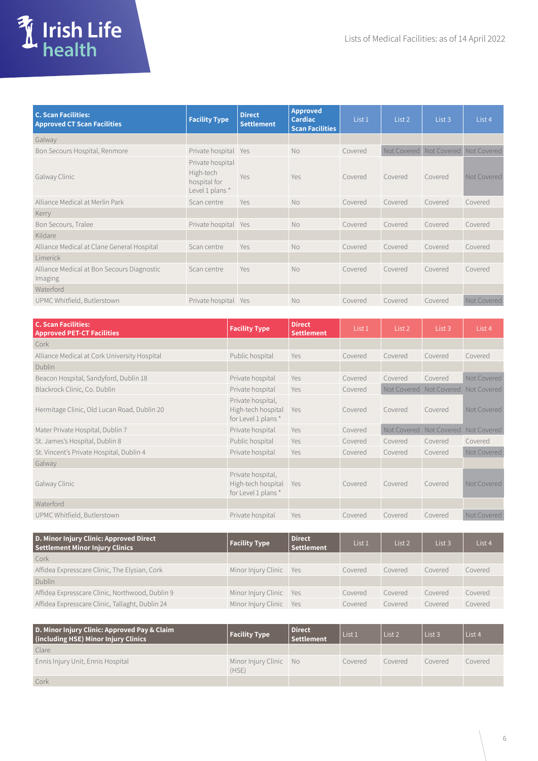Lists of Medical Facilities: as of 14 April 2022

| C. Scan Facilities: Approved CT Scan Facilities | Facility Type | Direct Settlement | Approved Cardiac Scan Facilities | List 1 | List 2 | List 3 | List 4 |
|---|---|---|---|---|---|---|---|
| Galway | | | | | | | |
| Bon Secours Hospital, Renmore | Private hospital | Yes | No | Covered | Not Covered | Not Covered | Not Covered |
| Galway Clinic | Private hospital High-tech hospital for Level 1 plans * | Yes | Yes | Covered | Covered | Covered | Not Covered |
| Alliance Medical at Merlin Park | Scan centre | Yes | No | Covered | Covered | Covered | Covered |
| Kerry | | | | | | | |
| Bon Secours, Tralee | Private hospital | Yes | No | Covered | Covered | Covered | Covered |
| Kildare | | | | | | | |
| Alliance Medical at Clane General Hospital | Scan centre | Yes | No | Covered | Covered | Covered | Covered |
| Limerick | | | | | | | |
| Alliance Medical at Bon Secours Diagnostic Imaging | Scan centre | Yes | No | Covered | Covered | Covered | Covered |
| Waterford | | | | | | | |
| UPMC Whitfield, Butlerstown | Private hospital | Yes | No | Covered | Covered | Covered | Not Covered |

| C. Scan Facilities: Approved PET-CT Facilities | Facility Type | Direct Settlement | List 1 | List 2 | List 3 | List 4 |
|---|---|---|---|---|---|---|
| Cork | | | | | | |
| Alliance Medical at Cork University Hospital | Public hospital | Yes | Covered | Covered | Covered | Covered |
| Dublin | | | | | | |
| Beacon Hospital, Sandyford, Dublin 18 | Private hospital | Yes | Covered | Covered | Covered | Not Covered |
| Blackrock Clinic, Co. Dublin | Private hospital | Yes | Covered | Not Covered | Not Covered | Not Covered |
| Hermitage Clinic, Old Lucan Road, Dublin 20 | Private hospital, High-tech hospital for Level 1 plans * | Yes | Covered | Covered | Covered | Not Covered |
| Mater Private Hospital, Dublin 7 | Private hospital | Yes | Covered | Not Covered | Not Covered | Not Covered |
| St. James's Hospital, Dublin 8 | Public hospital | Yes | Covered | Covered | Covered | Covered |
| St. Vincent's Private Hospital, Dublin 4 | Private hospital | Yes | Covered | Covered | Covered | Not Covered |
| Galway | | | | | | |
| Galway Clinic | Private hospital, High-tech hospital for Level 1 plans * | Yes | Covered | Covered | Covered | Not Covered |
| Waterford | | | | | | |
| UPMC Whitfield, Butlerstown | Private hospital | Yes | Covered | Covered | Covered | Not Covered |

| D. Minor Injury Clinic: Approved Direct Settlement Minor Injury Clinics | Facility Type | Direct Settlement | List 1 | List 2 | List 3 | List 4 |
|---|---|---|---|---|---|---|
| Cork | | | | | | |
| Affidea Expresscare Clinic, The Elysian, Cork | Minor Injury Clinic | Yes | Covered | Covered | Covered | Covered |
| Dublin | | | | | | |
| Affidea Expresscare Clinic, Northwood, Dublin 9 | Minor Injury Clinic | Yes | Covered | Covered | Covered | Covered |
| Affidea Expresscare Clinic, Tallaght, Dublin 24 | Minor Injury Clinic | Yes | Covered | Covered | Covered | Covered |

| D. Minor Injury Clinic: Approved Pay & Claim (including HSE) Minor Injury Clinics | Facility Type | Direct Settlement | List 1 | List 2 | List 3 | List 4 |
|---|---|---|---|---|---|---|
| Clare | | | | | | |
| Ennis Injury Unit, Ennis Hospital | Minor Injury Clinic (HSE) | No | Covered | Covered | Covered | Covered |
| Cork | | | | | | |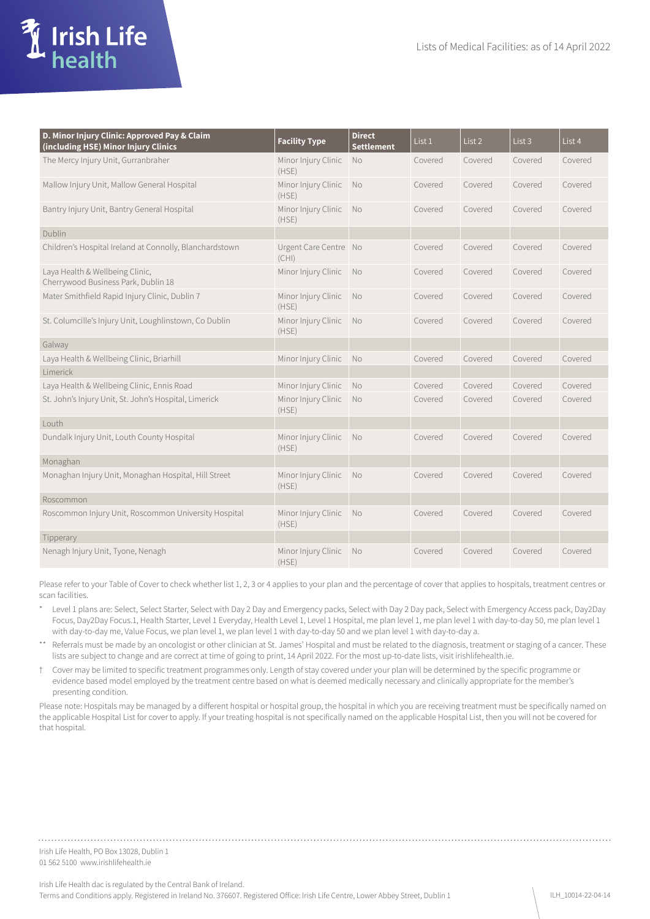| D. Minor Injury Clinic: Approved Pay & Claim (including HSE) Minor Injury Clinics | Facility Type | Direct Settlement | List 1 | List 2 | List 3 | List 4 |
|---|---|---|---|---|---|---|
| The Mercy Injury Unit, Gurranbraher | Minor Injury Clinic (HSE) | No | Covered | Covered | Covered | Covered |
| Mallow Injury Unit, Mallow General Hospital | Minor Injury Clinic (HSE) | No | Covered | Covered | Covered | Covered |
| Bantry Injury Unit, Bantry General Hospital | Minor Injury Clinic (HSE) | No | Covered | Covered | Covered | Covered |
| Dublin | | | | | | |
| Children's Hospital Ireland at Connolly, Blanchardstown | Urgent Care Centre (CHI) | No | Covered | Covered | Covered | Covered |
| Laya Health & Wellbeing Clinic, Cherrywood Business Park, Dublin 18 | Minor Injury Clinic | No | Covered | Covered | Covered | Covered |
| Mater Smithfield Rapid Injury Clinic, Dublin 7 | Minor Injury Clinic (HSE) | No | Covered | Covered | Covered | Covered |
| St. Columcille's Injury Unit, Loughlinstown, Co Dublin | Minor Injury Clinic (HSE) | No | Covered | Covered | Covered | Covered |
| Galway | | | | | | |
| Laya Health & Wellbeing Clinic, Briarhill | Minor Injury Clinic | No | Covered | Covered | Covered | Covered |
| Limerick | | | | | | |
| Laya Health & Wellbeing Clinic, Ennis Road | Minor Injury Clinic | No | Covered | Covered | Covered | Covered |
| St. John's Injury Unit, St. John's Hospital, Limerick | Minor Injury Clinic (HSE) | No | Covered | Covered | Covered | Covered |
| Louth | | | | | | |
| Dundalk Injury Unit, Louth County Hospital | Minor Injury Clinic (HSE) | No | Covered | Covered | Covered | Covered |
| Monaghan | | | | | | |
| Monaghan Injury Unit, Monaghan Hospital, Hill Street | Minor Injury Clinic (HSE) | No | Covered | Covered | Covered | Covered |
| Roscommon | | | | | | |
| Roscommon Injury Unit, Roscommon University Hospital | Minor Injury Clinic (HSE) | No | Covered | Covered | Covered | Covered |
| Tipperary | | | | | | |
| Nenagh Injury Unit, Tyone, Nenagh | Minor Injury Clinic (HSE) | No | Covered | Covered | Covered | Covered |

Please refer to your Table of Cover to check whether list 1, 2, 3 or 4 applies to your plan and the percentage of cover that applies to hospitals, treatment centres or scan facilities.

\* Level 1 plans are: Select, Select Starter, Select with Day 2 Day and Emergency packs, Select with Day 2 Day pack, Select with Emergency Access pack, Day2Day Focus, Day2Day Focus.1, Health Starter, Level 1 Everyday, Health Level 1, Level 1 Hospital, me plan level 1, me plan level 1 with day-to-day 50, me plan level 1 with day-to-day me, Value Focus, we plan level 1, we plan level 1 with day-to-day 50 and we plan level 1 with day-to-day a.

\*\* Referrals must be made by an oncologist or other clinician at St. James' Hospital and must be related to the diagnosis, treatment or staging of a cancer. These lists are subject to change and are correct at time of going to print, 14 April 2022. For the most up-to-date lists, visit irishlifehealth.ie.

† Cover may be limited to specific treatment programmes only. Length of stay covered under your plan will be determined by the specific programme or evidence based model employed by the treatment centre based on what is deemed medically necessary and clinically appropriate for the member's presenting condition.

Please note: Hospitals may be managed by a different hospital or hospital group, the hospital in which you are receiving treatment must be specifically named on the applicable Hospital List for cover to apply. If your treating hospital is not specifically named on the applicable Hospital List, then you will not be covered for that hospital.

Irish Life Health, PO Box 13028, Dublin 1
01 562 5100 www.irishlifehealth.ie

Irish Life Health dac is regulated by the Central Bank of Ireland.
Terms and Conditions apply. Registered in Ireland No. 376607. Registered Office: Irish Life Centre, Lower Abbey Street, Dublin 1

ILH_10014-22-04-14